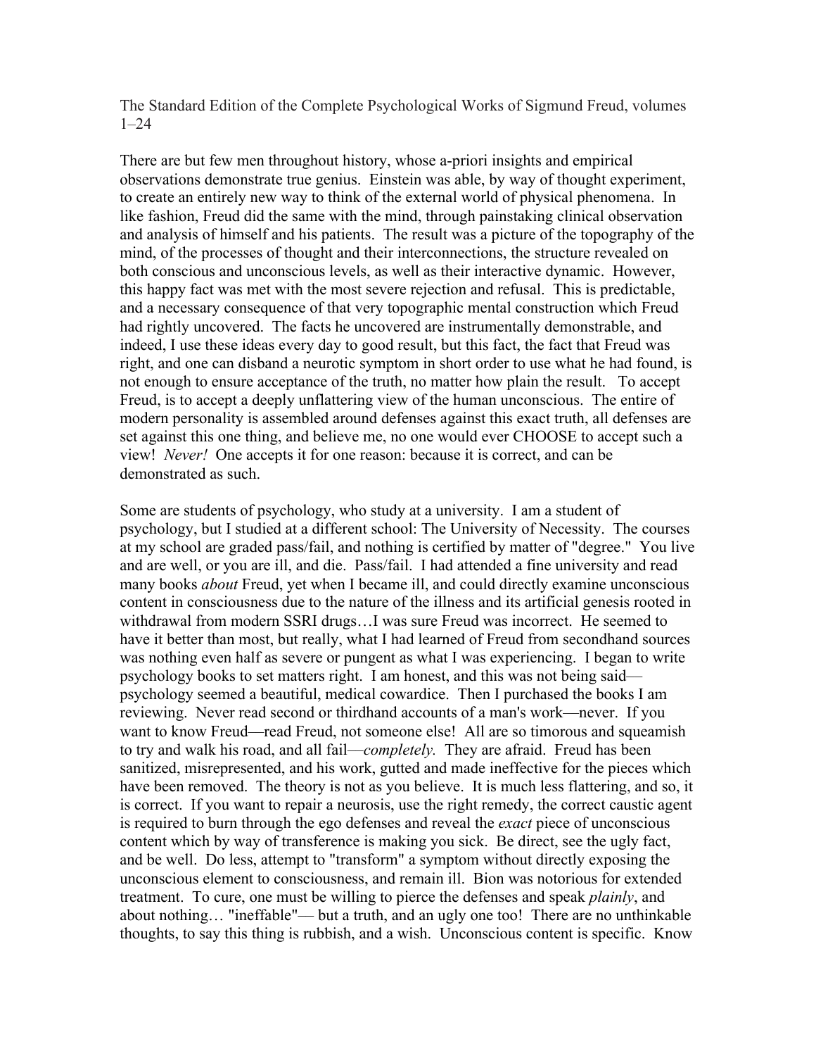The Standard Edition of the Complete Psychological Works of Sigmund Freud, volumes 1–24

There are but few men throughout history, whose a-priori insights and empirical observations demonstrate true genius. Einstein was able, by way of thought experiment, to create an entirely new way to think of the external world of physical phenomena. In like fashion, Freud did the same with the mind, through painstaking clinical observation and analysis of himself and his patients. The result was a picture of the topography of the mind, of the processes of thought and their interconnections, the structure revealed on both conscious and unconscious levels, as well as their interactive dynamic. However, this happy fact was met with the most severe rejection and refusal. This is predictable, and a necessary consequence of that very topographic mental construction which Freud had rightly uncovered. The facts he uncovered are instrumentally demonstrable, and indeed, I use these ideas every day to good result, but this fact, the fact that Freud was right, and one can disband a neurotic symptom in short order to use what he had found, is not enough to ensure acceptance of the truth, no matter how plain the result. To accept Freud, is to accept a deeply unflattering view of the human unconscious. The entire of modern personality is assembled around defenses against this exact truth, all defenses are set against this one thing, and believe me, no one would ever CHOOSE to accept such a view! *Never!* One accepts it for one reason: because it is correct, and can be demonstrated as such.

Some are students of psychology, who study at a university. I am a student of psychology, but I studied at a different school: The University of Necessity. The courses at my school are graded pass/fail, and nothing is certified by matter of "degree." You live and are well, or you are ill, and die. Pass/fail. I had attended a fine university and read many books *about* Freud, yet when I became ill, and could directly examine unconscious content in consciousness due to the nature of the illness and its artificial genesis rooted in withdrawal from modern SSRI drugs…I was sure Freud was incorrect. He seemed to have it better than most, but really, what I had learned of Freud from secondhand sources was nothing even half as severe or pungent as what I was experiencing. I began to write psychology books to set matters right. I am honest, and this was not being said—psychology seemed a beautiful, medical cowardice. Then I purchased the books I am reviewing. Never read second or thirdhand accounts of a man's work—never. If you want to know Freud—read Freud, not someone else! All are so timorous and squeamish to try and walk his road, and all fail—*completely.* They are afraid. Freud has been sanitized, misrepresented, and his work, gutted and made ineffective for the pieces which have been removed. The theory is not as you believe. It is much less flattering, and so, it is correct. If you want to repair a neurosis, use the right remedy, the correct caustic agent is required to burn through the ego defenses and reveal the *exact* piece of unconscious content which by way of transference is making you sick. Be direct, see the ugly fact, and be well. Do less, attempt to "transform" a symptom without directly exposing the unconscious element to consciousness, and remain ill. Bion was notorious for extended treatment. To cure, one must be willing to pierce the defenses and speak *plainly*, and about nothing… "ineffable"— but a truth, and an ugly one too! There are no unthinkable thoughts, to say this thing is rubbish, and a wish. Unconscious content is specific. Know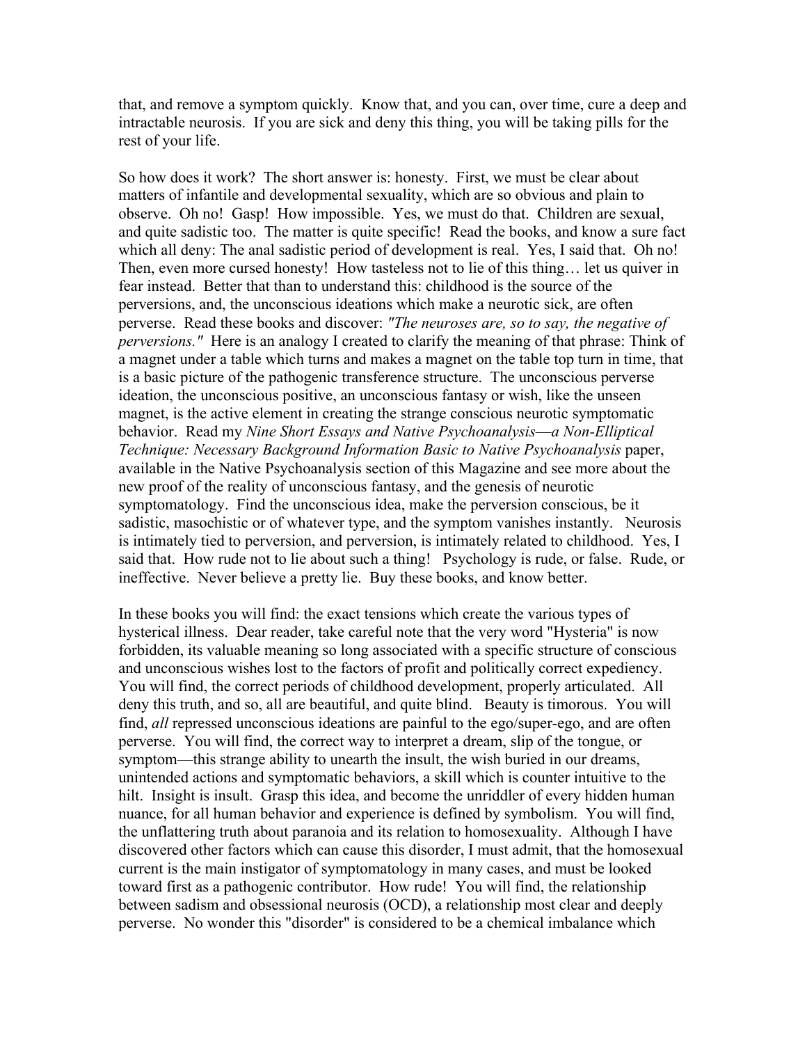that, and remove a symptom quickly. Know that, and you can, over time, cure a deep and intractable neurosis. If you are sick and deny this thing, you will be taking pills for the rest of your life.

So how does it work? The short answer is: honesty. First, we must be clear about matters of infantile and developmental sexuality, which are so obvious and plain to observe. Oh no! Gasp! How impossible. Yes, we must do that. Children are sexual, and quite sadistic too. The matter is quite specific! Read the books, and know a sure fact which all deny: The anal sadistic period of development is real. Yes, I said that. Oh no! Then, even more cursed honesty! How tasteless not to lie of this thing… let us quiver in fear instead. Better that than to understand this: childhood is the source of the perversions, and, the unconscious ideations which make a neurotic sick, are often perverse. Read these books and discover: *"The neuroses are, so to say, the negative of perversions."* Here is an analogy I created to clarify the meaning of that phrase: Think of a magnet under a table which turns and makes a magnet on the table top turn in time, that is a basic picture of the pathogenic transference structure. The unconscious perverse ideation, the unconscious positive, an unconscious fantasy or wish, like the unseen magnet, is the active element in creating the strange conscious neurotic symptomatic behavior. Read my *Nine Short Essays and Native Psychoanalysis—a Non-Elliptical Technique: Necessary Background Information Basic to Native Psychoanalysis* paper, available in the Native Psychoanalysis section of this Magazine and see more about the new proof of the reality of unconscious fantasy, and the genesis of neurotic symptomatology. Find the unconscious idea, make the perversion conscious, be it sadistic, masochistic or of whatever type, and the symptom vanishes instantly. Neurosis is intimately tied to perversion, and perversion, is intimately related to childhood. Yes, I said that. How rude not to lie about such a thing! Psychology is rude, or false. Rude, or ineffective. Never believe a pretty lie. Buy these books, and know better.

In these books you will find: the exact tensions which create the various types of hysterical illness. Dear reader, take careful note that the very word "Hysteria" is now forbidden, its valuable meaning so long associated with a specific structure of conscious and unconscious wishes lost to the factors of profit and politically correct expediency. You will find, the correct periods of childhood development, properly articulated. All deny this truth, and so, all are beautiful, and quite blind. Beauty is timorous. You will find, *all* repressed unconscious ideations are painful to the ego/super-ego, and are often perverse. You will find, the correct way to interpret a dream, slip of the tongue, or symptom—this strange ability to unearth the insult, the wish buried in our dreams, unintended actions and symptomatic behaviors, a skill which is counter intuitive to the hilt. Insight is insult. Grasp this idea, and become the unriddler of every hidden human nuance, for all human behavior and experience is defined by symbolism. You will find, the unflattering truth about paranoia and its relation to homosexuality. Although I have discovered other factors which can cause this disorder, I must admit, that the homosexual current is the main instigator of symptomatology in many cases, and must be looked toward first as a pathogenic contributor. How rude! You will find, the relationship between sadism and obsessional neurosis (OCD), a relationship most clear and deeply perverse. No wonder this "disorder" is considered to be a chemical imbalance which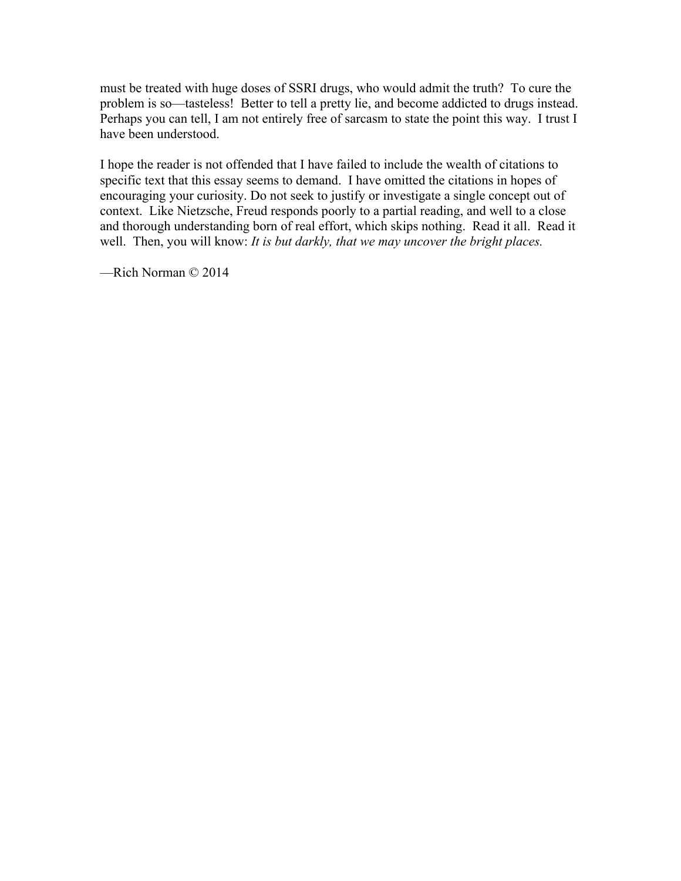must be treated with huge doses of SSRI drugs, who would admit the truth? To cure the problem is so—tasteless! Better to tell a pretty lie, and become addicted to drugs instead. Perhaps you can tell, I am not entirely free of sarcasm to state the point this way. I trust I have been understood.

I hope the reader is not offended that I have failed to include the wealth of citations to specific text that this essay seems to demand. I have omitted the citations in hopes of encouraging your curiosity. Do not seek to justify or investigate a single concept out of context. Like Nietzsche, Freud responds poorly to a partial reading, and well to a close and thorough understanding born of real effort, which skips nothing. Read it all. Read it well. Then, you will know: *It is but darkly, that we may uncover the bright places.*

—Rich Norman © 2014